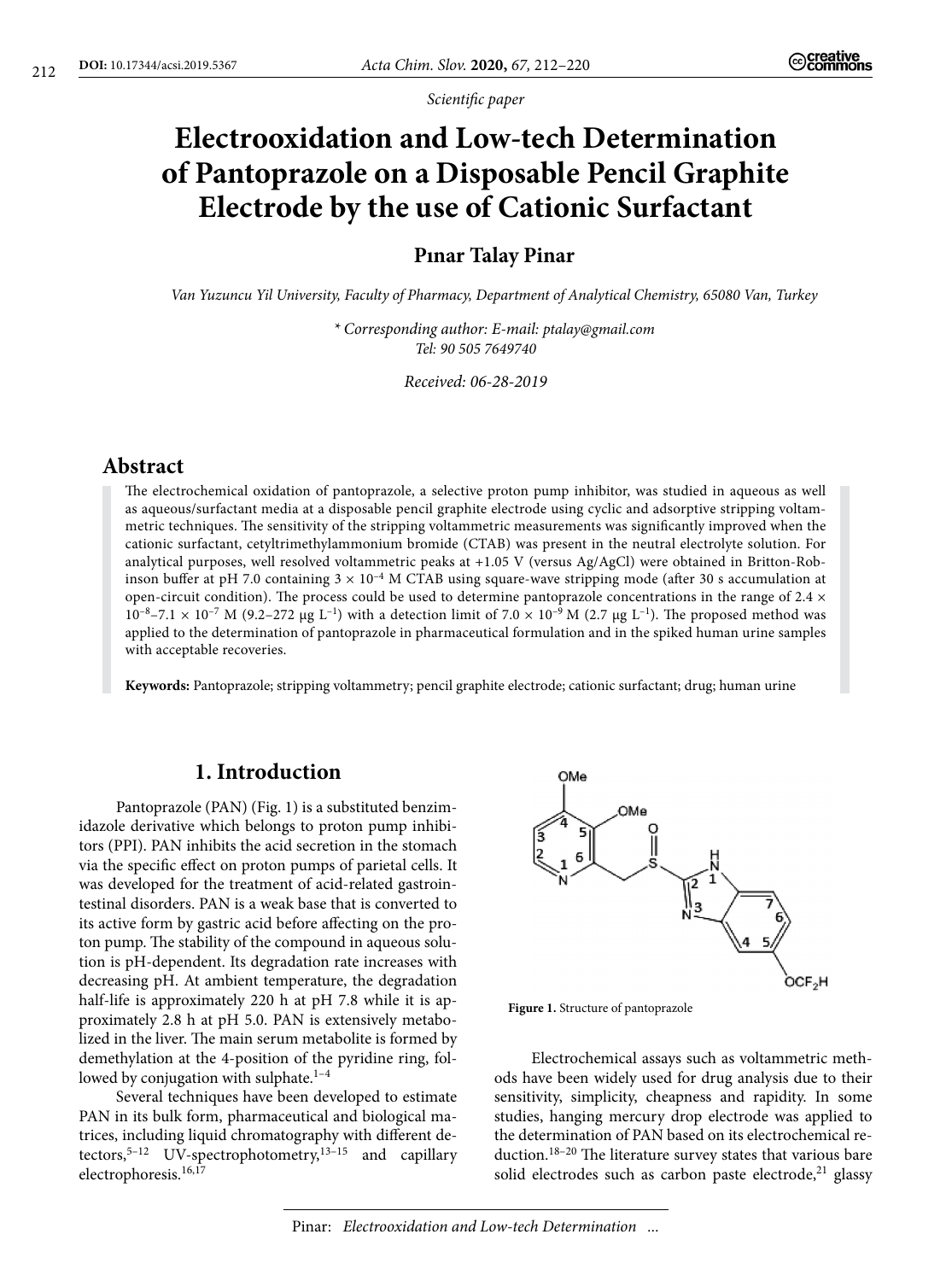*Scientific paper*

# Electrooxidation and Low-tech Determination of Pantoprazole on a Disposable Pencil Graphite Electrode by the use of Cationic Surfactant

**Pınar Talay Pinar**

*Van Yuzuncu Yil University, Faculty of Pharmacy, Department of Analytical Chemistry, 65080 Van, Turkey*

*\* Corresponding author: E-mail: ptalay@gmail.com*
*Tel: 90 505 7649740*

*Received: 06-28-2019*

## Abstract

The electrochemical oxidation of pantoprazole, a selective proton pump inhibitor, was studied in aqueous as well as aqueous/surfactant media at a disposable pencil graphite electrode using cyclic and adsorptive stripping voltammetric techniques. The sensitivity of the stripping voltammetric measurements was significantly improved when the cationic surfactant, cetyltrimethylammonium bromide (CTAB) was present in the neutral electrolyte solution. For analytical purposes, well resolved voltammetric peaks at +1.05 V (versus Ag/AgCl) were obtained in Britton-Robinson buffer at pH 7.0 containing $3 \times 10^{-4}$ M CTAB using square-wave stripping mode (after 30 s accumulation at open-circuit condition). The process could be used to determine pantoprazole concentrations in the range of $2.4 \times 10^{-8}$–$7.1 \times 10^{-7}$ M (9.2–272 μg $L^{-1}$) with a detection limit of $7.0 \times 10^{-9}$ M (2.7 μg $L^{-1}$). The proposed method was applied to the determination of pantoprazole in pharmaceutical formulation and in the spiked human urine samples with acceptable recoveries.

**Keywords:** Pantoprazole; stripping voltammetry; pencil graphite electrode; cationic surfactant; drug; human urine

## 1. Introduction

Pantoprazole (PAN) (Fig. 1) is a substituted benzimidazole derivative which belongs to proton pump inhibitors (PPI). PAN inhibits the acid secretion in the stomach via the specific effect on proton pumps of parietal cells. It was developed for the treatment of acid-related gastrointestinal disorders. PAN is a weak base that is converted to its active form by gastric acid before affecting on the proton pump. The stability of the compound in aqueous solution is pH-dependent. Its degradation rate increases with decreasing pH. At ambient temperature, the degradation half-life is approximately 220 h at pH 7.8 while it is approximately 2.8 h at pH 5.0. PAN is extensively metabolized in the liver. The main serum metabolite is formed by demethylation at the 4-position of the pyridine ring, followed by conjugation with sulphate.[1–4]

Several techniques have been developed to estimate PAN in its bulk form, pharmaceutical and biological matrices, including liquid chromatography with different detectors,[5–12] UV-spectrophotometry,[13–15] and capillary electrophoresis.[16,17]

**Figure 1.** Structure of pantoprazole

Electrochemical assays such as voltammetric methods have been widely used for drug analysis due to their sensitivity, simplicity, cheapness and rapidity. In some studies, hanging mercury drop electrode was applied to the determination of PAN based on its electrochemical reduction.[18–20] The literature survey states that various bare solid electrodes such as carbon paste electrode,[21] glassy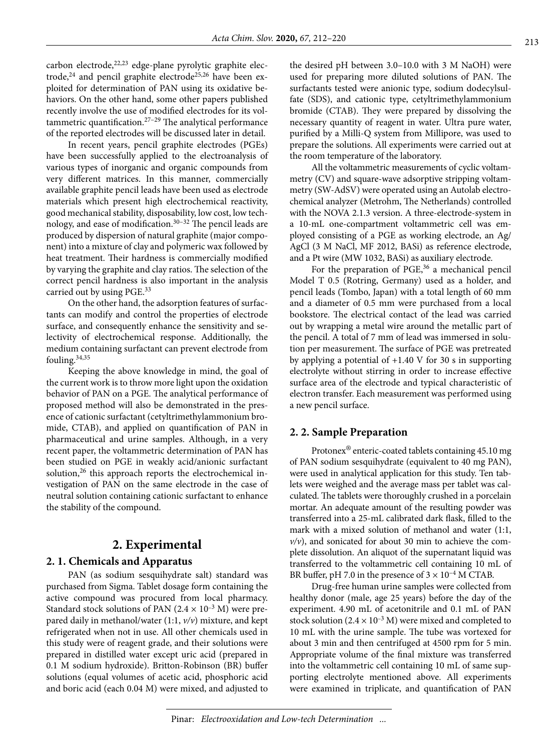carbon electrode,[22,23] edge-plane pyrolytic graphite electrode,[24] and pencil graphite electrode[25,26] have been exploited for determination of PAN using its oxidative behaviors. On the other hand, some other papers published recently involve the use of modified electrodes for its voltammetric quantification.[27–29] The analytical performance of the reported electrodes will be discussed later in detail.

In recent years, pencil graphite electrodes (PGEs) have been successfully applied to the electroanalysis of various types of inorganic and organic compounds from very different matrices. In this manner, commercially available graphite pencil leads have been used as electrode materials which present high electrochemical reactivity, good mechanical stability, disposability, low cost, low technology, and ease of modification.[30–32] The pencil leads are produced by dispersion of natural graphite (major component) into a mixture of clay and polymeric wax followed by heat treatment. Their hardness is commercially modified by varying the graphite and clay ratios. The selection of the correct pencil hardness is also important in the analysis carried out by using PGE.[33]

On the other hand, the adsorption features of surfactants can modify and control the properties of electrode surface, and consequently enhance the sensitivity and selectivity of electrochemical response. Additionally, the medium containing surfactant can prevent electrode from fouling.[34,35]

Keeping the above knowledge in mind, the goal of the current work is to throw more light upon the oxidation behavior of PAN on a PGE. The analytical performance of proposed method will also be demonstrated in the presence of cationic surfactant (cetyltrimethylammonium bromide, CTAB), and applied on quantification of PAN in pharmaceutical and urine samples. Although, in a very recent paper, the voltammetric determination of PAN has been studied on PGE in weakly acid/anionic surfactant solution,[26] this approach reports the electrochemical investigation of PAN on the same electrode in the case of neutral solution containing cationic surfactant to enhance the stability of the compound.

# 2. Experimental

## 2. 1. Chemicals and Apparatus

PAN (as sodium sesquihydrate salt) standard was purchased from Sigma. Tablet dosage form containing the active compound was procured from local pharmacy. Standard stock solutions of PAN ($2.4 \times 10^{-3}$ M) were prepared daily in methanol/water (1:1, *v/v*) mixture, and kept refrigerated when not in use. All other chemicals used in this study were of reagent grade, and their solutions were prepared in distilled water except uric acid (prepared in 0.1 M sodium hydroxide). Britton-Robinson (BR) buffer solutions (equal volumes of acetic acid, phosphoric acid and boric acid (each 0.04 M) were mixed, and adjusted to the desired pH between 3.0–10.0 with 3 M NaOH) were used for preparing more diluted solutions of PAN. The surfactants tested were anionic type, sodium dodecylsulfate (SDS), and cationic type, cetyltrimethylammonium bromide (CTAB). They were prepared by dissolving the necessary quantity of reagent in water. Ultra pure water, purified by a Milli-Q system from Millipore, was used to prepare the solutions. All experiments were carried out at the room temperature of the laboratory.

All the voltammetric measurements of cyclic voltammetry (CV) and square-wave adsorptive stripping voltammetry (SW-AdSV) were operated using an Autolab electrochemical analyzer (Metrohm, The Netherlands) controlled with the NOVA 2.1.3 version. A three-electrode-system in a 10-mL one-compartment voltammetric cell was employed consisting of a PGE as working electrode, an Ag/AgCl (3 M NaCl, MF 2012, BASi) as reference electrode, and a Pt wire (MW 1032, BASi) as auxiliary electrode.

For the preparation of PGE,[36] a mechanical pencil Model T 0.5 (Rotring, Germany) used as a holder, and pencil leads (Tombo, Japan) with a total length of 60 mm and a diameter of 0.5 mm were purchased from a local bookstore. The electrical contact of the lead was carried out by wrapping a metal wire around the metallic part of the pencil. A total of 7 mm of lead was immersed in solution per measurement. The surface of PGE was pretreated by applying a potential of +1.40 V for 30 s in supporting electrolyte without stirring in order to increase effective surface area of the electrode and typical characteristic of electron transfer. Each measurement was performed using a new pencil surface.

## 2. 2. Sample Preparation

Protonex® enteric-coated tablets containing 45.10 mg of PAN sodium sesquihydrate (equivalent to 40 mg PAN), were used in analytical application for this study. Ten tablets were weighed and the average mass per tablet was calculated. The tablets were thoroughly crushed in a porcelain mortar. An adequate amount of the resulting powder was transferred into a 25-mL calibrated dark flask, filled to the mark with a mixed solution of methanol and water (1:1, *v/v*), and sonicated for about 30 min to achieve the complete dissolution. An aliquot of the supernatant liquid was transferred to the voltammetric cell containing 10 mL of BR buffer, pH 7.0 in the presence of $3 \times 10^{-4}$ M CTAB.

Drug-free human urine samples were collected from healthy donor (male, age 25 years) before the day of the experiment. 4.90 mL of acetonitrile and 0.1 mL of PAN stock solution ($2.4 \times 10^{-3}$ M) were mixed and completed to 10 mL with the urine sample. The tube was vortexed for about 3 min and then centrifuged at 4500 rpm for 5 min. Appropriate volume of the final mixture was transferred into the voltammetric cell containing 10 mL of same supporting electrolyte mentioned above. All experiments were examined in triplicate, and quantification of PAN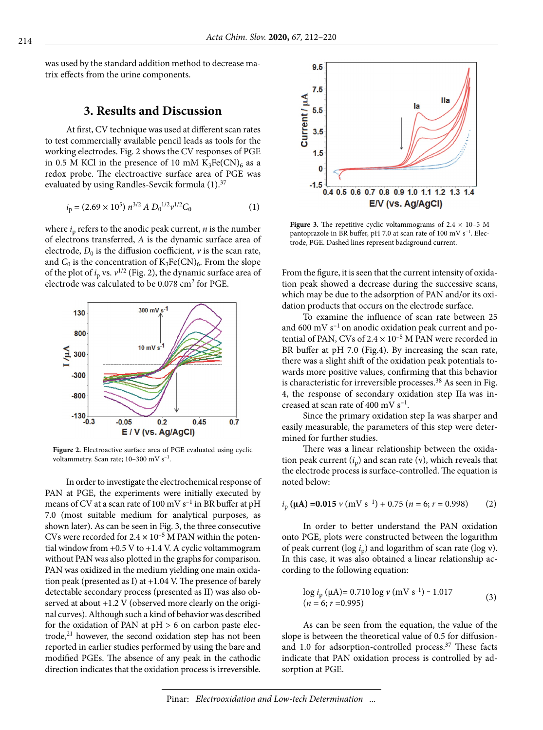was used by the standard addition method to decrease matrix effects from the urine components.

## 3. Results and Discussion

At first, CV technique was used at different scan rates to test commercially available pencil leads as tools for the working electrodes. Fig. 2 shows the CV responses of PGE in 0.5 M KCl in the presence of 10 mM $K_3Fe(CN)_6$ as a redox probe. The electroactive surface area of PGE was evaluated by using Randles-Sevcik formula (1).[37]

$$i_p = (2.69 \times 10^5)\ n^{3/2}\ A\ D_0^{1/2} v^{1/2} C_0 \qquad (1)$$

where $i_p$ refers to the anodic peak current, $n$ is the number of electrons transferred, $A$ is the dynamic surface area of electrode, $D_0$ is the diffusion coefficient, $v$ is the scan rate, and $C_0$ is the concentration of $K_3Fe(CN)_6$. From the slope of the plot of $i_p$ vs. $v^{1/2}$ (Fig. 2), the dynamic surface area of electrode was calculated to be 0.078 cm$^2$ for PGE.

**Figure 2.** Electroactive surface area of PGE evaluated using cyclic voltammetry. Scan rate; 10–300 mV s$^{-1}$.

In order to investigate the electrochemical response of PAN at PGE, the experiments were initially executed by means of CV at a scan rate of 100 mV s$^{-1}$ in BR buffer at pH 7.0 (most suitable medium for analytical purposes, as shown later). As can be seen in Fig. 3, the three consecutive CVs were recorded for $2.4 \times 10^{-5}$ M PAN within the potential window from +0.5 V to +1.4 V. A cyclic voltammogram without PAN was also plotted in the graphs for comparison. PAN was oxidized in the medium yielding one main oxidation peak (presented as I) at +1.04 V. The presence of barely detectable secondary process (presented as II) was also observed at about +1.2 V (observed more clearly on the original curves). Although such a kind of behavior was described for the oxidation of PAN at pH > 6 on carbon paste electrode,[21] however, the second oxidation step has not been reported in earlier studies performed by using the bare and modified PGEs. The absence of any peak in the cathodic direction indicates that the oxidation process is irreversible.

**Figure 3.** The repetitive cyclic voltammograms of 2.4 × 10–5 M pantoprazole in BR buffer, pH 7.0 at scan rate of 100 mV s$^{-1}$. Electrode, PGE. Dashed lines represent background current.

From the figure, it is seen that the current intensity of oxidation peak showed a decrease during the successive scans, which may be due to the adsorption of PAN and/or its oxidation products that occurs on the electrode surface.

To examine the influence of scan rate between 25 and 600 mV s$^{-1}$ on anodic oxidation peak current and potential of PAN, CVs of $2.4 \times 10^{-5}$ M PAN were recorded in BR buffer at pH 7.0 (Fig.4). By increasing the scan rate, there was a slight shift of the oxidation peak potentials towards more positive values, confirming that this behavior is characteristic for irreversible processes.[38] As seen in Fig. 4, the response of secondary oxidation step IIa was increased at scan rate of 400 mV s$^{-1}$.

Since the primary oxidation step Ia was sharper and easily measurable, the parameters of this step were determined for further studies.

There was a linear relationship between the oxidation peak current ($i_p$) and scan rate ($v$), which reveals that the electrode process is surface-controlled. The equation is noted below:

$$i_p\ (\mu A) = 0.015\ v\ (\text{mV s}^{-1}) + 0.75\ (n = 6;\ r = 0.998) \qquad (2)$$

In order to better understand the PAN oxidation onto PGE, plots were constructed between the logarithm of peak current (log $i_p$) and logarithm of scan rate (log $v$). In this case, it was also obtained a linear relationship according to the following equation:

$$\log i_p\ (\mu A) = 0.710 \log v\ (\text{mV s}^{-1}) - 1.017 \quad (n = 6;\ r = 0.995) \qquad (3)$$

As can be seen from the equation, the value of the slope is between the theoretical value of 0.5 for diffusion- and 1.0 for adsorption-controlled process.[37] These facts indicate that PAN oxidation process is controlled by adsorption at PGE.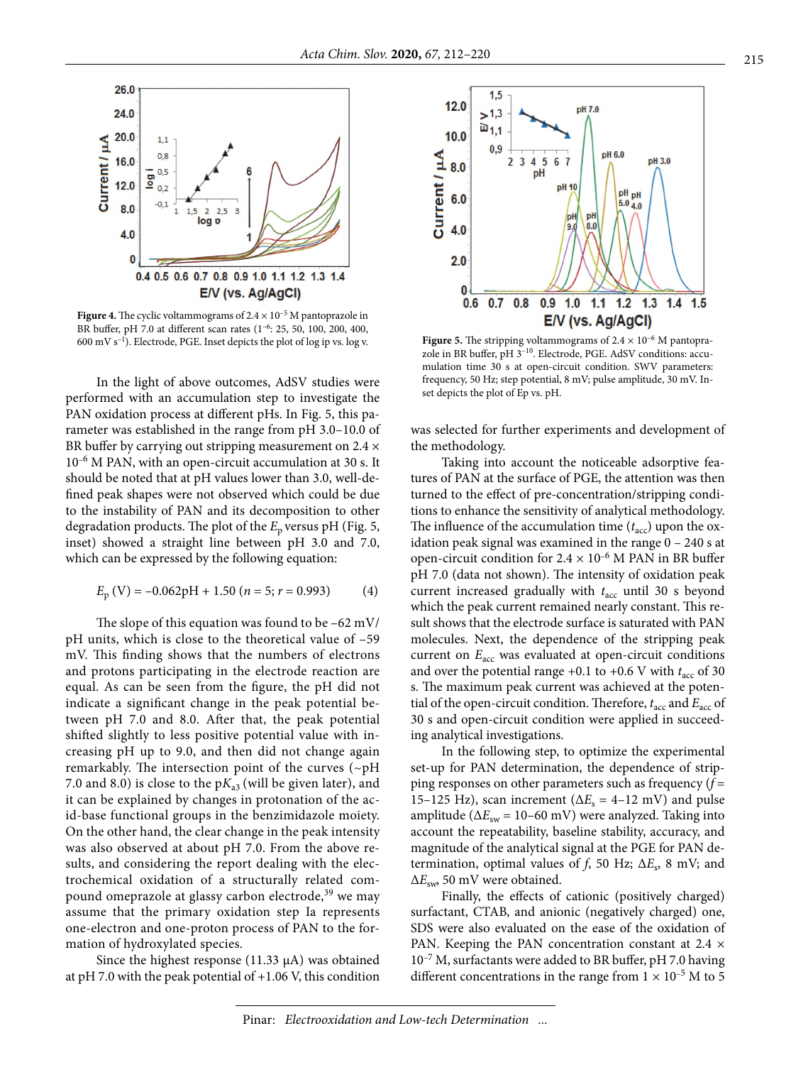Figure 4. The cyclic voltammograms of 2.4 × $10^{-5}$ M pantoprazole in BR buffer, pH 7.0 at different scan rates (1–6: 25, 50, 100, 200, 400, 600 mV $s^{-1}$). Electrode, PGE. Inset depicts the plot of log ip vs. log v.

Figure 5. The stripping voltammograms of 2.4 × $10^{-6}$ M pantoprazole in BR buffer, pH 3–10. Electrode, PGE. AdSV conditions: accumulation time 30 s at open-circuit condition. SWV parameters: frequency, 50 Hz; step potential, 8 mV; pulse amplitude, 30 mV. Inset depicts the plot of Ep vs. pH.

In the light of above outcomes, AdSV studies were performed with an accumulation step to investigate the PAN oxidation process at different pHs. In Fig. 5, this parameter was established in the range from pH 3.0–10.0 of BR buffer by carrying out stripping measurement on 2.4 × $10^{-6}$ M PAN, with an open-circuit accumulation at 30 s. It should be noted that at pH values lower than 3.0, well-defined peak shapes were not observed which could be due to the instability of PAN and its decomposition to other degradation products. The plot of the $E_p$ versus pH (Fig. 5, inset) showed a straight line between pH 3.0 and 7.0, which can be expressed by the following equation:

$$E_p \text{ (V)} = -0.062\text{pH} + 1.50 \; (n = 5; r = 0.993) \qquad (4)$$

The slope of this equation was found to be –62 mV/pH units, which is close to the theoretical value of –59 mV. This finding shows that the numbers of electrons and protons participating in the electrode reaction are equal. As can be seen from the figure, the pH did not indicate a significant change in the peak potential between pH 7.0 and 8.0. After that, the peak potential shifted slightly to less positive potential value with increasing pH up to 9.0, and then did not change again remarkably. The intersection point of the curves (~pH 7.0 and 8.0) is close to the p$K_{a3}$ (will be given later), and it can be explained by changes in protonation of the acid-base functional groups in the benzimidazole moiety. On the other hand, the clear change in the peak intensity was also observed at about pH 7.0. From the above results, and considering the report dealing with the electrochemical oxidation of a structurally related compound omeprazole at glassy carbon electrode,[39] we may assume that the primary oxidation step Ia represents one-electron and one-proton process of PAN to the formation of hydroxylated species.

Since the highest response (11.33 µA) was obtained at pH 7.0 with the peak potential of +1.06 V, this condition was selected for further experiments and development of the methodology.

Taking into account the noticeable adsorptive features of PAN at the surface of PGE, the attention was then turned to the effect of pre-concentration/stripping conditions to enhance the sensitivity of analytical methodology. The influence of the accumulation time ($t_{acc}$) upon the oxidation peak signal was examined in the range 0 – 240 s at open-circuit condition for 2.4 × $10^{-6}$ M PAN in BR buffer pH 7.0 (data not shown). The intensity of oxidation peak current increased gradually with $t_{acc}$ until 30 s beyond which the peak current remained nearly constant. This result shows that the electrode surface is saturated with PAN molecules. Next, the dependence of the stripping peak current on $E_{acc}$ was evaluated at open-circuit conditions and over the potential range +0.1 to +0.6 V with $t_{acc}$ of 30 s. The maximum peak current was achieved at the potential of the open-circuit condition. Therefore, $t_{acc}$ and $E_{acc}$ of 30 s and open-circuit condition were applied in succeeding analytical investigations.

In the following step, to optimize the experimental set-up for PAN determination, the dependence of stripping responses on other parameters such as frequency ($f$ = 15–125 Hz), scan increment ($\Delta E_s$ = 4–12 mV) and pulse amplitude ($\Delta E_{sw}$ = 10–60 mV) were analyzed. Taking into account the repeatability, baseline stability, accuracy, and magnitude of the analytical signal at the PGE for PAN determination, optimal values of $f$, 50 Hz; $\Delta E_s$, 8 mV; and $\Delta E_{sw}$, 50 mV were obtained.

Finally, the effects of cationic (positively charged) surfactant, CTAB, and anionic (negatively charged) one, SDS were also evaluated on the ease of the oxidation of PAN. Keeping the PAN concentration constant at 2.4 × $10^{-7}$ M, surfactants were added to BR buffer, pH 7.0 having different concentrations in the range from 1 × $10^{-5}$ M to 5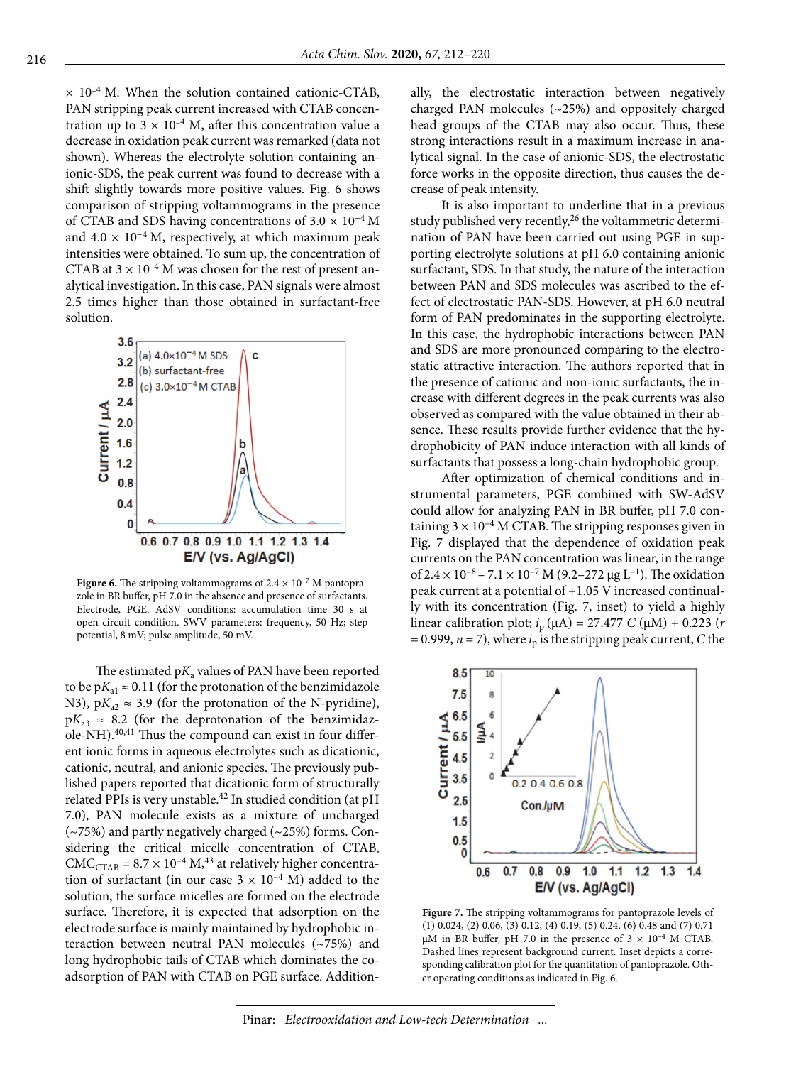× $10^{-4}$ M. When the solution contained cationic-CTAB, PAN stripping peak current increased with CTAB concentration up to 3 × $10^{-4}$ M, after this concentration value a decrease in oxidation peak current was remarked (data not shown). Whereas the electrolyte solution containing anionic-SDS, the peak current was found to decrease with a shift slightly towards more positive values. Fig. 6 shows comparison of stripping voltammograms in the presence of CTAB and SDS having concentrations of 3.0 × $10^{-4}$ M and 4.0 × $10^{-4}$ M, respectively, at which maximum peak intensities were obtained. To sum up, the concentration of CTAB at 3 × $10^{-4}$ M was chosen for the rest of present analytical investigation. In this case, PAN signals were almost 2.5 times higher than those obtained in surfactant-free solution.

**Figure 6.** The stripping voltammograms of 2.4 × $10^{-7}$ M pantoprazole in BR buffer, pH 7.0 in the absence and presence of surfactants. Electrode, PGE. AdSV conditions: accumulation time 30 s at open-circuit condition. SWV parameters: frequency, 50 Hz; step potential, 8 mV; pulse amplitude, 50 mV.

The estimated p$K_a$ values of PAN have been reported to be p$K_{a1}$ ≈ 0.11 (for the protonation of the benzimidazole N3), p$K_{a2}$ ≈ 3.9 (for the protonation of the N-pyridine), p$K_{a3}$ ≈ 8.2 (for the deprotonation of the benzimidazole-NH).[40,41] Thus the compound can exist in four different ionic forms in aqueous electrolytes such as dicationic, cationic, neutral, and anionic species. The previously published papers reported that dicationic form of structurally related PPIs is very unstable.[42] In studied condition (at pH 7.0), PAN molecule exists as a mixture of uncharged (~75%) and partly negatively charged (~25%) forms. Considering the critical micelle concentration of CTAB, $CMC_{CTAB}$ = 8.7 × $10^{-4}$ M,[43] at relatively higher concentration of surfactant (in our case 3 × $10^{-4}$ M) added to the solution, the surface micelles are formed on the electrode surface. Therefore, it is expected that adsorption on the electrode surface is mainly maintained by hydrophobic interaction between neutral PAN molecules (~75%) and long hydrophobic tails of CTAB which dominates the co-adsorption of PAN with CTAB on PGE surface. Additionally, the electrostatic interaction between negatively charged PAN molecules (~25%) and oppositely charged head groups of the CTAB may also occur. Thus, these strong interactions result in a maximum increase in analytical signal. In the case of anionic-SDS, the electrostatic force works in the opposite direction, thus causes the decrease of peak intensity.

It is also important to underline that in a previous study published very recently,[26] the voltammetric determination of PAN have been carried out using PGE in supporting electrolyte solutions at pH 6.0 containing anionic surfactant, SDS. In that study, the nature of the interaction between PAN and SDS molecules was ascribed to the effect of electrostatic PAN-SDS. However, at pH 6.0 neutral form of PAN predominates in the supporting electrolyte. In this case, the hydrophobic interactions between PAN and SDS are more pronounced comparing to the electrostatic attractive interaction. The authors reported that in the presence of cationic and non-ionic surfactants, the increase with different degrees in the peak currents was also observed as compared with the value obtained in their absence. These results provide further evidence that the hydrophobicity of PAN induce interaction with all kinds of surfactants that possess a long-chain hydrophobic group.

After optimization of chemical conditions and instrumental parameters, PGE combined with SW-AdSV could allow for analyzing PAN in BR buffer, pH 7.0 containing 3 × $10^{-4}$ M CTAB. The stripping responses given in Fig. 7 displayed that the dependence of oxidation peak currents on the PAN concentration was linear, in the range of 2.4 × $10^{-8}$ – 7.1 × $10^{-7}$ M (9.2–272 μg $L^{-1}$). The oxidation peak current at a potential of +1.05 V increased continually with its concentration (Fig. 7, inset) to yield a highly linear calibration plot; $i_p$ (μA) = 27.477 $C$ (μM) + 0.223 ($r$ = 0.999, $n$ = 7), where $i_p$ is the stripping peak current, $C$ the

**Figure 7.** The stripping voltammograms for pantoprazole levels of (1) 0.024, (2) 0.06, (3) 0.12, (4) 0.19, (5) 0.24, (6) 0.48 and (7) 0.71 μM in BR buffer, pH 7.0 in the presence of 3 × $10^{-4}$ M CTAB. Dashed lines represent background current. Inset depicts a corresponding calibration plot for the quantitation of pantoprazole. Other operating conditions as indicated in Fig. 6.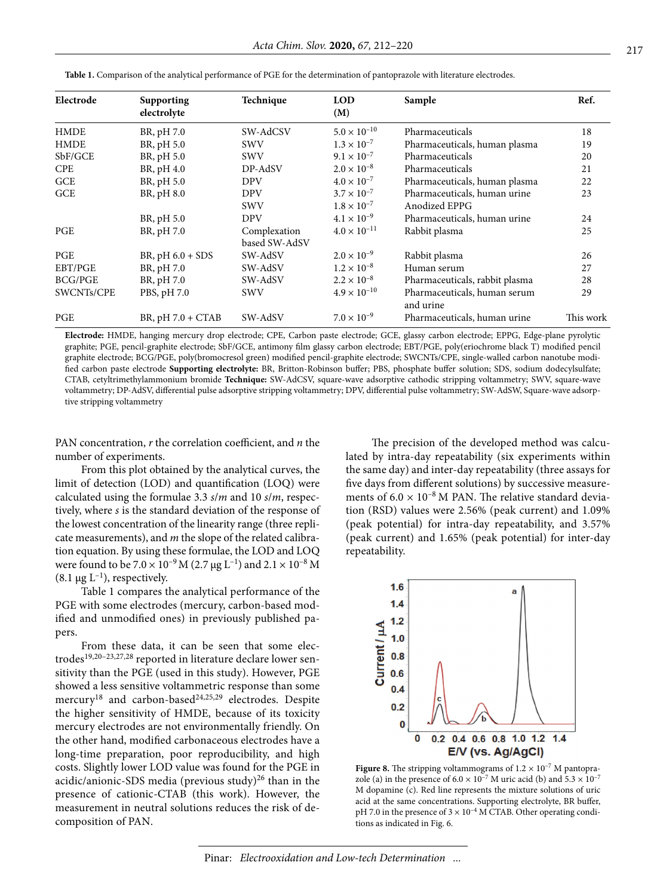**Table 1.** Comparison of the analytical performance of PGE for the determination of pantoprazole with literature electrodes.

| Electrode | Supporting electrolyte | Technique | LOD (M) | Sample | Ref. |
|---|---|---|---|---|---|
| HMDE | BR, pH 7.0 | SW-AdCSV | $5.0 \times 10^{-10}$ | Pharmaceuticals | 18 |
| HMDE | BR, pH 5.0 | SWV | $1.3 \times 10^{-7}$ | Pharmaceuticals, human plasma | 19 |
| SbF/GCE | BR, pH 5.0 | SWV | $9.1 \times 10^{-7}$ | Pharmaceuticals | 20 |
| CPE | BR, pH 4.0 | DP-AdSV | $2.0 \times 10^{-8}$ | Pharmaceuticals | 21 |
| GCE | BR, pH 5.0 | DPV | $4.0 \times 10^{-7}$ | Pharmaceuticals, human plasma | 22 |
| GCE | BR, pH 8.0 | DPV | $3.7 \times 10^{-7}$ | Pharmaceuticals, human urine | 23 |
| | | SWV | $1.8 \times 10^{-7}$ | Anodized EPPG | |
| | BR, pH 5.0 | DPV | $4.1 \times 10^{-9}$ | Pharmaceuticals, human urine | 24 |
| PGE | BR, pH 7.0 | Complexation based SW-AdSV | $4.0 \times 10^{-11}$ | Rabbit plasma | 25 |
| PGE | BR, pH 6.0 + SDS | SW-AdSV | $2.0 \times 10^{-9}$ | Rabbit plasma | 26 |
| EBT/PGE | BR, pH 7.0 | SW-AdSV | $1.2 \times 10^{-8}$ | Human serum | 27 |
| BCG/PGE | BR, pH 7.0 | SW-AdSV | $2.2 \times 10^{-8}$ | Pharmaceuticals, rabbit plasma | 28 |
| SWCNTs/CPE | PBS, pH 7.0 | SWV | $4.9 \times 10^{-10}$ | Pharmaceuticals, human serum and urine | 29 |
| PGE | BR, pH 7.0 + CTAB | SW-AdSV | $7.0 \times 10^{-9}$ | Pharmaceuticals, human urine | This work |

**Electrode:** HMDE, hanging mercury drop electrode; CPE, Carbon paste electrode; GCE, glassy carbon electrode; EPPG, Edge-plane pyrolytic graphite; PGE, pencil-graphite electrode; SbF/GCE, antimony film glassy carbon electrode; EBT/PGE, poly(eriochrome black T) modified pencil graphite electrode; BCG/PGE, poly(bromocresol green) modified pencil-graphite electrode; SWCNTs/CPE, single-walled carbon nanotube modified carbon paste electrode **Supporting electrolyte:** BR, Britton-Robinson buffer; PBS, phosphate buffer solution; SDS, sodium dodecylsulfate; CTAB, cetyltrimethylammonium bromide **Technique:** SW-AdCSV, square-wave adsorptive cathodic stripping voltammetry; SWV, square-wave voltammetry; DP-AdSV, differential pulse adsorptive stripping voltammetry; DPV, differential pulse voltammetry; SW-AdSW, Square-wave adsorptive stripping voltammetry

PAN concentration, $r$ the correlation coefficient, and $n$ the number of experiments.

From this plot obtained by the analytical curves, the limit of detection (LOD) and quantification (LOQ) were calculated using the formulae 3.3 $s/m$ and 10 $s/m$, respectively, where $s$ is the standard deviation of the response of the lowest concentration of the linearity range (three replicate measurements), and $m$ the slope of the related calibration equation. By using these formulae, the LOD and LOQ were found to be $7.0 \times 10^{-9}$ M (2.7 μg L$^{-1}$) and $2.1 \times 10^{-8}$ M (8.1 μg L$^{-1}$), respectively.

Table 1 compares the analytical performance of the PGE with some electrodes (mercury, carbon-based modified and unmodified ones) in previously published papers.

From these data, it can be seen that some electrodes[19,20–23,27,28] reported in literature declare lower sensitivity than the PGE (used in this study). However, PGE showed a less sensitive voltammetric response than some mercury[18] and carbon-based[24,25,29] electrodes. Despite the higher sensitivity of HMDE, because of its toxicity mercury electrodes are not environmentally friendly. On the other hand, modified carbonaceous electrodes have a long-time preparation, poor reproducibility, and high costs. Slightly lower LOD value was found for the PGE in acidic/anionic-SDS media (previous study)[26] than in the presence of cationic-CTAB (this work). However, the measurement in neutral solutions reduces the risk of decomposition of PAN.

The precision of the developed method was calculated by intra-day repeatability (six experiments within the same day) and inter-day repeatability (three assays for five days from different solutions) by successive measurements of $6.0 \times 10^{-8}$ M PAN. The relative standard deviation (RSD) values were 2.56% (peak current) and 1.09% (peak potential) for intra-day repeatability, and 3.57% (peak current) and 1.65% (peak potential) for inter-day repeatability.

**Figure 8.** The stripping voltammograms of $1.2 \times 10^{-7}$ M pantoprazole (a) in the presence of $6.0 \times 10^{-7}$ M uric acid (b) and $5.3 \times 10^{-7}$ M dopamine (c). Red line represents the mixture solutions of uric acid at the same concentrations. Supporting electrolyte, BR buffer, pH 7.0 in the presence of $3 \times 10^{-4}$ M CTAB. Other operating conditions as indicated in Fig. 6.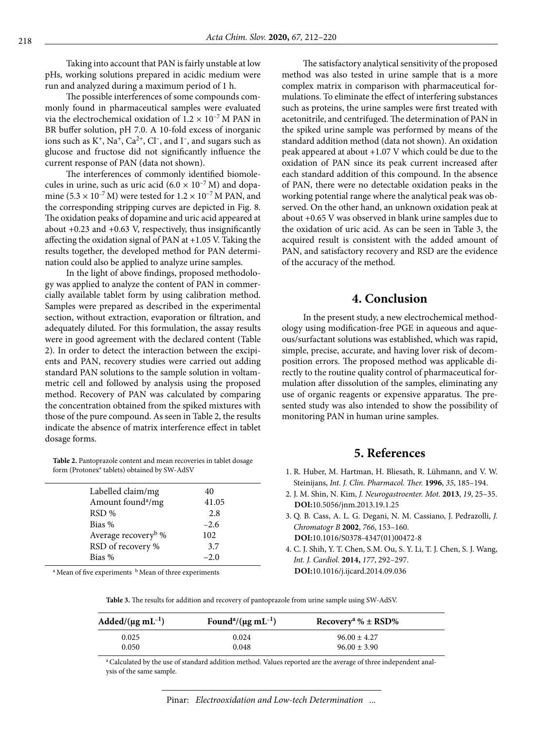Taking into account that PAN is fairly unstable at low pHs, working solutions prepared in acidic medium were run and analyzed during a maximum period of 1 h.

The possible interferences of some compounds commonly found in pharmaceutical samples were evaluated via the electrochemical oxidation of $1.2 \times 10^{-7}$ M PAN in BR buffer solution, pH 7.0. A 10-fold excess of inorganic ions such as $K^+$, $Na^+$, $Ca^{2+}$, $Cl^-$, and $I^-$, and sugars such as glucose and fructose did not significantly influence the current response of PAN (data not shown).

The interferences of commonly identified biomolecules in urine, such as uric acid ($6.0 \times 10^{-7}$ M) and dopamine ($5.3 \times 10^{-7}$ M) were tested for $1.2 \times 10^{-7}$ M PAN, and the corresponding stripping curves are depicted in Fig. 8. The oxidation peaks of dopamine and uric acid appeared at about +0.23 and +0.63 V, respectively, thus insignificantly affecting the oxidation signal of PAN at +1.05 V. Taking the results together, the developed method for PAN determination could also be applied to analyze urine samples.

In the light of above findings, proposed methodology was applied to analyze the content of PAN in commercially available tablet form by using calibration method. Samples were prepared as described in the experimental section, without extraction, evaporation or filtration, and adequately diluted. For this formulation, the assay results were in good agreement with the declared content (Table 2). In order to detect the interaction between the excipients and PAN, recovery studies were carried out adding standard PAN solutions to the sample solution in voltammetric cell and followed by analysis using the proposed method. Recovery of PAN was calculated by comparing the concentration obtained from the spiked mixtures with those of the pure compound. As seen in Table 2, the results indicate the absence of matrix interference effect in tablet dosage forms.

**Table 2.** Pantoprazole content and mean recoveries in tablet dosage form (Protonex® tablets) obtained by SW-AdSV

| | |
|---|---|
| Labelled claim/mg | 40 |
| Amount found[a]/mg | 41.05 |
| RSD % | 2.8 |
| Bias % | –2.6 |
| Average recovery[b] % | 102 |
| RSD of recovery % | 3.7 |
| Bias % | –2.0 |

[a] Mean of five experiments [b] Mean of three experiments

The satisfactory analytical sensitivity of the proposed method was also tested in urine sample that is a more complex matrix in comparison with pharmaceutical formulations. To eliminate the effect of interfering substances such as proteins, the urine samples were first treated with acetonitrile, and centrifuged. The determination of PAN in the spiked urine sample was performed by means of the standard addition method (data not shown). An oxidation peak appeared at about +1.07 V which could be due to the oxidation of PAN since its peak current increased after each standard addition of this compound. In the absence of PAN, there were no detectable oxidation peaks in the working potential range where the analytical peak was observed. On the other hand, an unknown oxidation peak at about +0.65 V was observed in blank urine samples due to the oxidation of uric acid. As can be seen in Table 3, the acquired result is consistent with the added amount of PAN, and satisfactory recovery and RSD are the evidence of the accuracy of the method.

## 4. Conclusion

In the present study, a new electrochemical methodology using modification-free PGE in aqueous and aqueous/surfactant solutions was established, which was rapid, simple, precise, accurate, and having lover risk of decomposition errors. The proposed method was applicable directly to the routine quality control of pharmaceutical formulation after dissolution of the samples, eliminating any use of organic reagents or expensive apparatus. The presented study was also intended to show the possibility of monitoring PAN in human urine samples.

## 5. References

1. R. Huber, M. Hartman, H. Bliesath, R. Lühmann, and V. W. Steinijans, *Int. J. Clin. Pharmacol. Ther.* **1996**, *35*, 185–194.
2. J. M. Shin, N. Kim, *J. Neurogastroenter. Mot.* **2013**, *19*, 25–35. **DOI:**10.5056/jnm.2013.19.1.25
3. Q. B. Cass, A. L. G. Degani, N. M. Cassiano, J. Pedrazolli, *J. Chromatogr B* **2002**, *766*, 153–160. **DOI:**10.1016/S0378-4347(01)00472-8
4. C. J. Shih, Y. T. Chen, S.M. Ou, S. Y. Li, T. J. Chen, S. J. Wang, *Int. J. Cardiol.* **2014,** *177*, 292–297. **DOI:**10.1016/j.ijcard.2014.09.036

**Table 3.** The results for addition and recovery of pantoprazole from urine sample using SW-AdSV.

| Added/(μg mL$^{-1}$) | Found[a]/(μg mL$^{-1}$) | Recovery[a] % ± RSD% |
|---|---|---|
| 0.025 | 0.024 | 96.00 ± 4.27 |
| 0.050 | 0.048 | 96.00 ± 3.90 |

[a] Calculated by the use of standard addition method. Values reported are the average of three independent analysis of the same sample.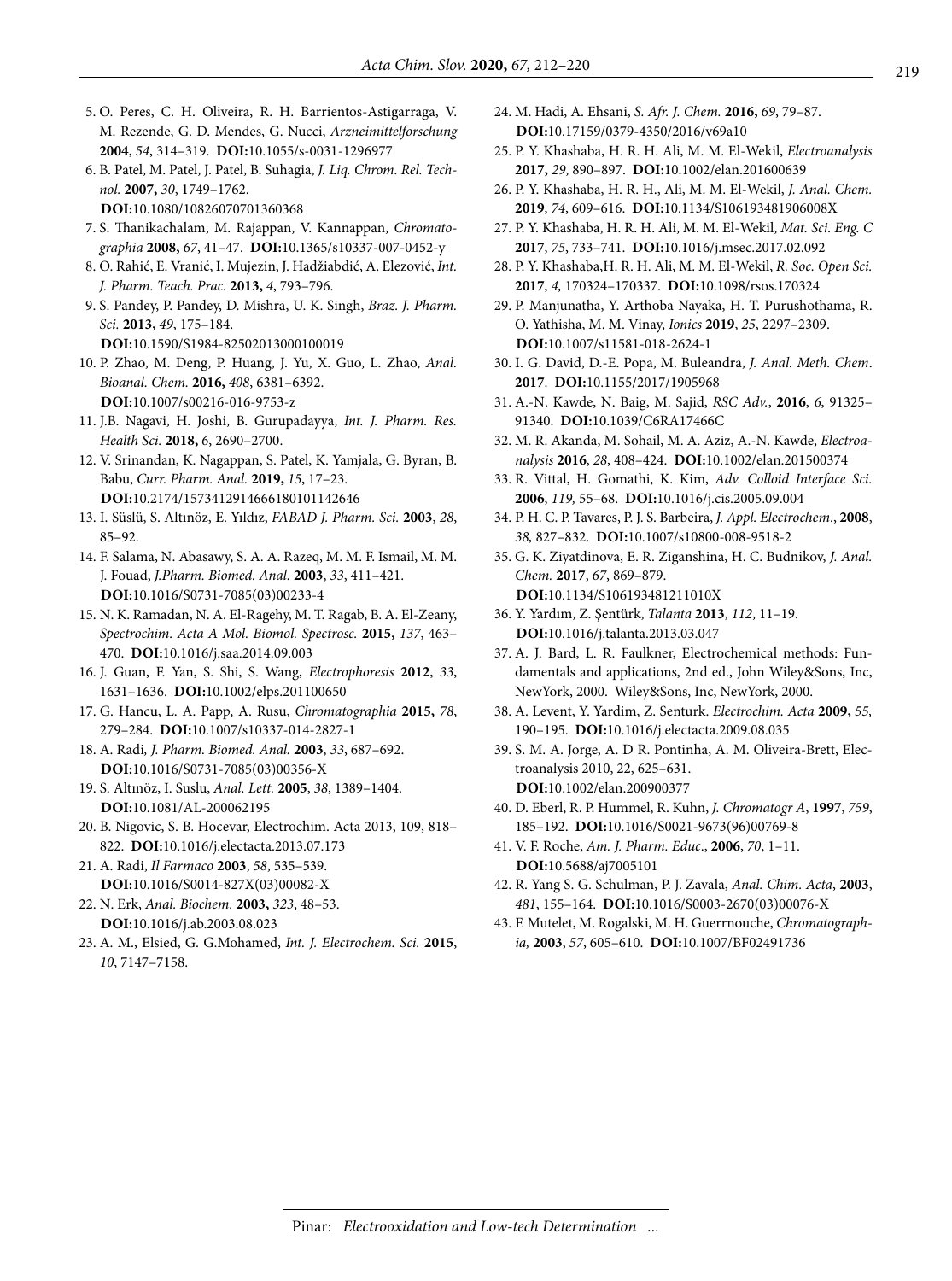5. O. Peres, C. H. Oliveira, R. H. Barrientos-Astigarraga, V. M. Rezende, G. D. Mendes, G. Nucci, *Arzneimittelforschung* **2004**, *54*, 314–319. **DOI:**10.1055/s-0031-1296977
6. B. Patel, M. Patel, J. Patel, B. Suhagia, *J. Liq. Chrom. Rel. Technol.* **2007,** *30*, 1749–1762. **DOI:**10.1080/10826070701360368
7. S. Thanikachalam, M. Rajappan, V. Kannappan, *Chromatographia* **2008,** *67*, 41–47. **DOI:**10.1365/s10337-007-0452-y
8. O. Rahić, E. Vranić, I. Mujezin, J. Hadžiabdić, A. Elezović, *Int. J. Pharm. Teach. Prac.* **2013,** *4*, 793–796.
9. S. Pandey, P. Pandey, D. Mishra, U. K. Singh, *Braz. J. Pharm. Sci.* **2013,** *49*, 175–184. **DOI:**10.1590/S1984-82502013000100019
10. P. Zhao, M. Deng, P. Huang, J. Yu, X. Guo, L. Zhao, *Anal. Bioanal. Chem.* **2016,** *408*, 6381–6392. **DOI:**10.1007/s00216-016-9753-z
11. J.B. Nagavi, H. Joshi, B. Gurupadayya, *Int. J. Pharm. Res. Health Sci.* **2018,** *6*, 2690–2700.
12. V. Srinandan, K. Nagappan, S. Patel, K. Yamjala, G. Byran, B. Babu, *Curr. Pharm. Anal.* **2019,** *15*, 17–23. **DOI:**10.2174/1573412914666180101142646
13. I. Süslü, S. Altınöz, E. Yıldız, *FABAD J. Pharm. Sci.* **2003**, *28*, 85–92.
14. F. Salama, N. Abasawy, S. A. A. Razeq, M. M. F. Ismail, M. M. J. Fouad, *J.Pharm. Biomed. Anal.* **2003**, *33*, 411–421. **DOI:**10.1016/S0731-7085(03)00233-4
15. N. K. Ramadan, N. A. El-Ragehy, M. T. Ragab, B. A. El-Zeany, *Spectrochim. Acta A Mol. Biomol. Spectrosc.* **2015,** *137*, 463–470. **DOI:**10.1016/j.saa.2014.09.003
16. J. Guan, F. Yan, S. Shi, S. Wang, *Electrophoresis* **2012**, *33*, 1631–1636. **DOI:**10.1002/elps.201100650
17. G. Hancu, L. A. Papp, A. Rusu, *Chromatographia* **2015,** *78*, 279–284. **DOI:**10.1007/s10337-014-2827-1
18. A. Radi, *J. Pharm. Biomed. Anal.* **2003**, *33*, 687–692. **DOI:**10.1016/S0731-7085(03)00356-X
19. S. Altınöz, I. Suslu, *Anal. Lett.* **2005**, *38*, 1389–1404. **DOI:**10.1081/AL-200062195
20. B. Nigovic, S. B. Hocevar, Electrochim. Acta 2013, 109, 818–822. **DOI:**10.1016/j.electacta.2013.07.173
21. A. Radi, *Il Farmaco* **2003**, *58*, 535–539. **DOI:**10.1016/S0014-827X(03)00082-X
22. N. Erk, *Anal. Biochem.* **2003,** *323*, 48–53. **DOI:**10.1016/j.ab.2003.08.023
23. A. M., Elsied, G. G.Mohamed, *Int. J. Electrochem. Sci.* **2015**, *10*, 7147–7158.
24. M. Hadi, A. Ehsani, *S. Afr. J. Chem.* **2016,** *69*, 79–87. **DOI:**10.17159/0379-4350/2016/v69a10
25. P. Y. Khashaba, H. R. H. Ali, M. M. El-Wekil, *Electroanalysis* **2017,** *29*, 890–897. **DOI:**10.1002/elan.201600639
26. P. Y. Khashaba, H. R. H., Ali, M. M. El-Wekil, *J. Anal. Chem.* **2019**, *74*, 609–616. **DOI:**10.1134/S106193481906008X
27. P. Y. Khashaba, H. R. H. Ali, M. M. El-Wekil, *Mat. Sci. Eng. C* **2017**, *75*, 733–741. **DOI:**10.1016/j.msec.2017.02.092
28. P. Y. Khashaba,H. R. H. Ali, M. M. El-Wekil, *R. Soc. Open Sci.* **2017**, *4,* 170324–170337. **DOI:**10.1098/rsos.170324
29. P. Manjunatha, Y. Arthoba Nayaka, H. T. Purushothama, R. O. Yathisha, M. M. Vinay, *Ionics* **2019**, *25*, 2297–2309. **DOI:**10.1007/s11581-018-2624-1
30. I. G. David, D.-E. Popa, M. Buleandra, *J. Anal. Meth. Chem*. **2017**. **DOI:**10.1155/2017/1905968
31. A.-N. Kawde, N. Baig, M. Sajid, *RSC Adv.*, **2016**, *6*, 91325–91340. **DOI:**10.1039/C6RA17466C
32. M. R. Akanda, M. Sohail, M. A. Aziz, A.-N. Kawde, *Electroanalysis* **2016**, *28*, 408–424. **DOI:**10.1002/elan.201500374
33. R. Vittal, H. Gomathi, K. Kim, *Adv. Colloid Interface Sci.* **2006**, *119,* 55–68. **DOI:**10.1016/j.cis.2005.09.004
34. P. H. C. P. Tavares, P. J. S. Barbeira, *J. Appl. Electrochem*., **2008**, *38,* 827–832. **DOI:**10.1007/s10800-008-9518-2
35. G. K. Ziyatdinova, E. R. Ziganshina, H. C. Budnikov, *J. Anal. Chem.* **2017**, *67*, 869–879. **DOI:**10.1134/S106193481211010X
36. Y. Yardım, Z. Şentürk, *Talanta* **2013**, *112*, 11–19. **DOI:**10.1016/j.talanta.2013.03.047
37. A. J. Bard, L. R. Faulkner, Electrochemical methods: Fundamentals and applications, 2nd ed., John Wiley&Sons, Inc, NewYork, 2000. Wiley&Sons, Inc, NewYork, 2000.
38. A. Levent, Y. Yardim, Z. Senturk. *Electrochim. Acta* **2009,** *55,* 190–195. **DOI:**10.1016/j.electacta.2009.08.035
39. S. M. A. Jorge, A. D R. Pontinha, A. M. Oliveira-Brett, Electroanalysis 2010, 22, 625–631. **DOI:**10.1002/elan.200900377
40. D. Eberl, R. P. Hummel, R. Kuhn, *J. Chromatogr A*, **1997**, *759*, 185–192. **DOI:**10.1016/S0021-9673(96)00769-8
41. V. F. Roche, *Am. J. Pharm. Educ*., **2006**, *70*, 1–11. **DOI:**10.5688/aj7005101
42. R. Yang S. G. Schulman, P. J. Zavala, *Anal. Chim. Acta*, **2003**, *481*, 155–164. **DOI:**10.1016/S0003-2670(03)00076-X
43. F. Mutelet, M. Rogalski, M. H. Guerrnouche, *Chromatographia,* **2003**, *57*, 605–610. **DOI:**10.1007/BF02491736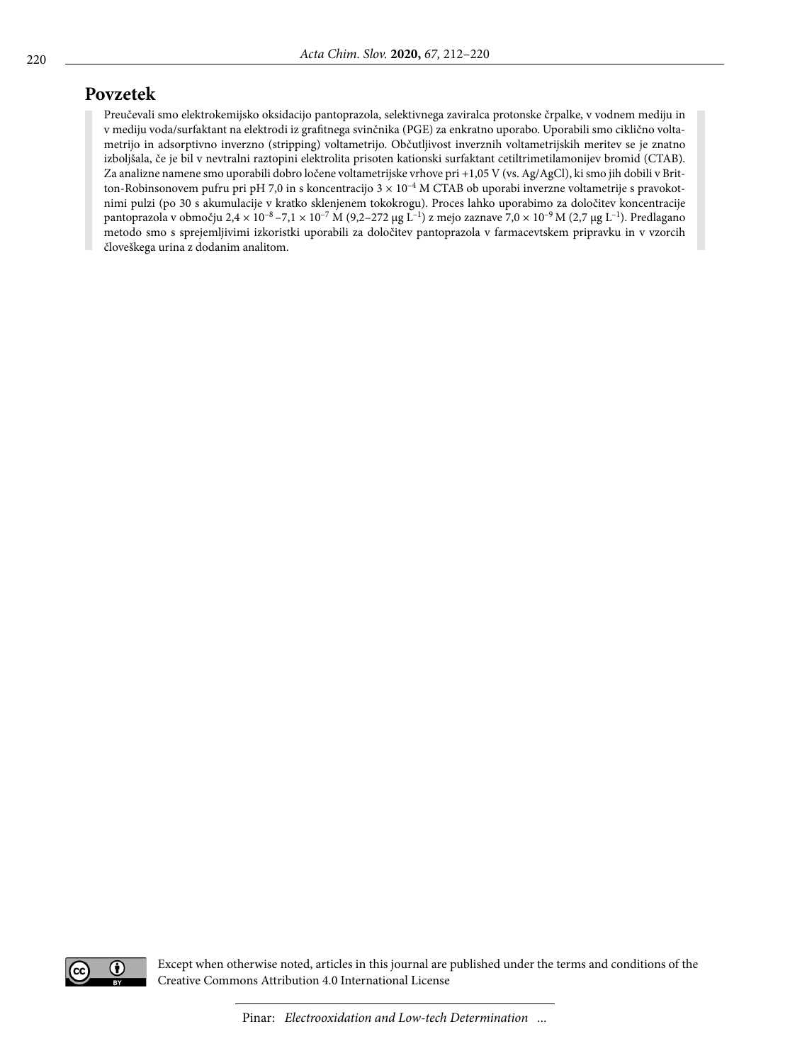# Povzetek

Preučevali smo elektrokemijsko oksidacijo pantoprazola, selektivnega zaviralca protonske črpalke, v vodnem mediju in v mediju voda/surfaktant na elektrodi iz grafitnega svinčnika (PGE) za enkratno uporabo. Uporabili smo ciklično voltametrijo in adsorptivno inverzno (stripping) voltametrijo. Občutljivost inverznih voltametrijskih meritev se je znatno izboljšala, če je bil v nevtralni raztopini elektrolita prisoten kationski surfaktant cetiltrimetilamonijev bromid (CTAB). Za analizne namene smo uporabili dobro ločene voltametrijske vrhove pri +1,05 V (vs. Ag/AgCl), ki smo jih dobili v Britton-Robinsonovem pufru pri pH 7,0 in s koncentracijo $3 \times 10^{-4}$ M CTAB ob uporabi inverzne voltametrije s pravokotnimi pulzi (po 30 s akumulacije v kratko sklenjenem tokokrogu). Proces lahko uporabimo za določitev koncentracije pantoprazola v območju $2{,}4 \times 10^{-8}$ – $7{,}1 \times 10^{-7}$ M (9,2–272 μg $L^{-1}$) z mejo zaznave $7{,}0 \times 10^{-9}$ M (2,7 μg $L^{-1}$). Predlagano metodo smo s sprejemljivimi izkoristki uporabili za določitev pantoprazola v farmacevtskem pripravku in v vzorcih človeškega urina z dodanim analitom.

Except when otherwise noted, articles in this journal are published under the terms and conditions of the Creative Commons Attribution 4.0 International License